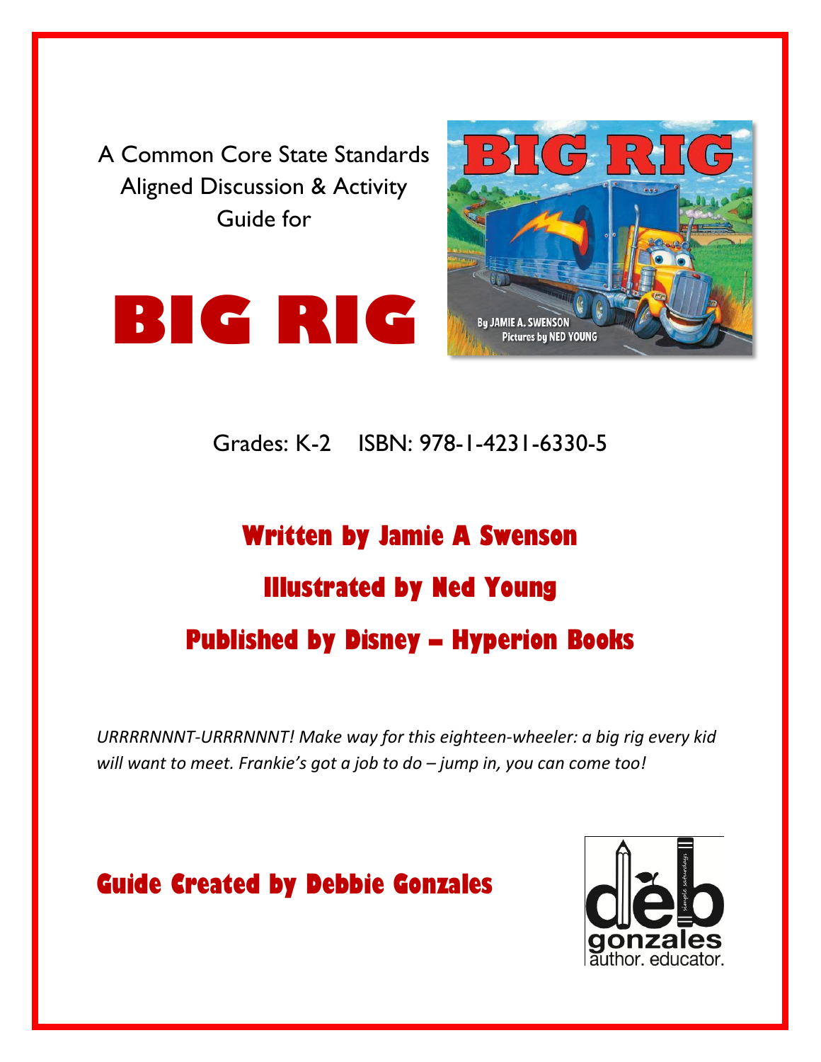A Common Core State Standards Aligned Discussion & Activity Guide for

# BIG RIG

Grades: K-2 ISBN: 978-1-4231-6330-5

## Written by Jamie A Swenson

## Illustrated by Ned Young

## Published by Disney – Hyperion Books

*URRRRNNNT-URRRNNNT! Make way for this eighteen-wheeler: a big rig every kid will want to meet. Frankie's got a job to do – jump in, you can come too!*

## Guide Created by Debbie Gonzales

deb gonzales author. educator.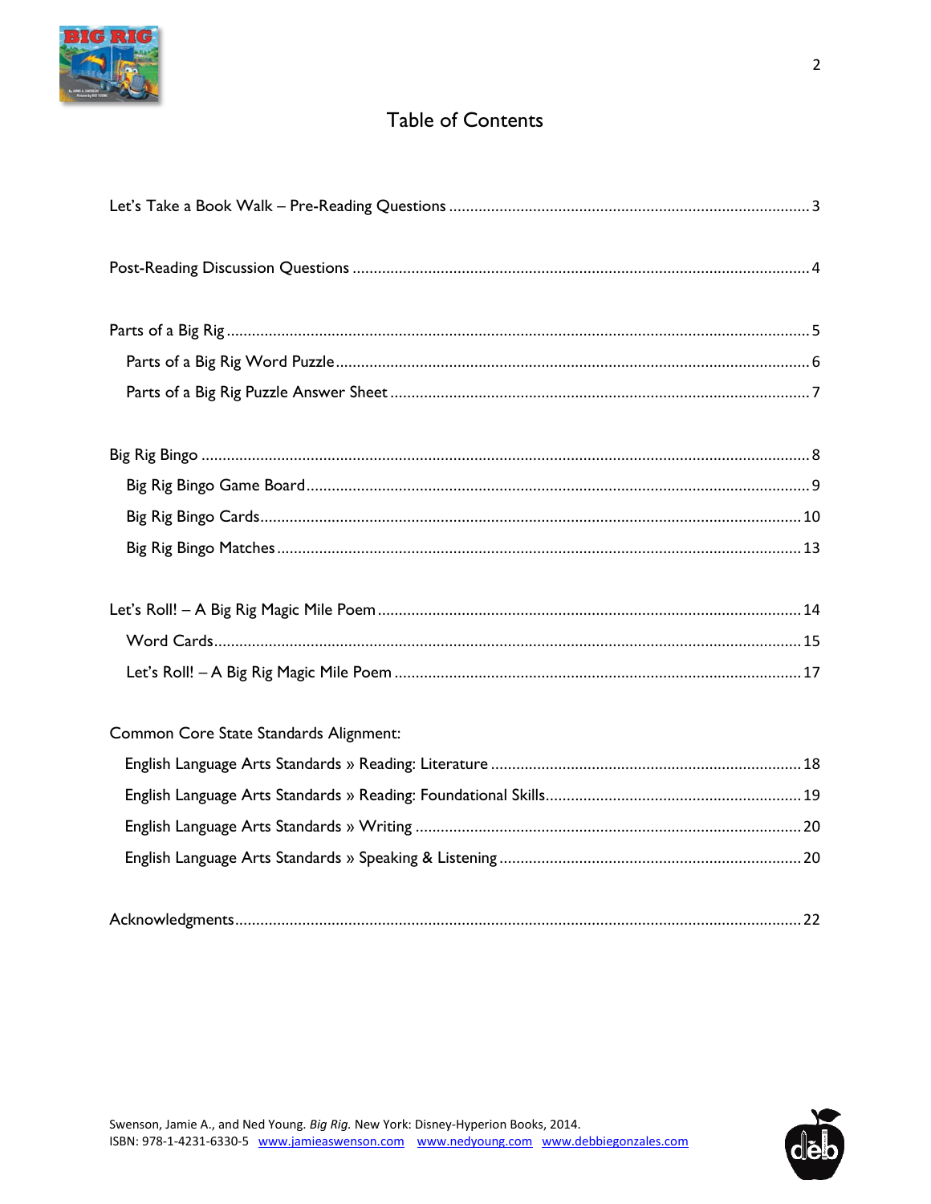# Table of Contents

| | |
|---|---|
| Let's Take a Book Walk – Pre-Reading Questions | 3 |
| Post-Reading Discussion Questions | 4 |
| Parts of a Big Rig | 5 |
| Parts of a Big Rig Word Puzzle | 6 |
| Parts of a Big Rig Puzzle Answer Sheet | 7 |
| Big Rig Bingo | 8 |
| Big Rig Bingo Game Board | 9 |
| Big Rig Bingo Cards | 10 |
| Big Rig Bingo Matches | 13 |
| Let's Roll! – A Big Rig Magic Mile Poem | 14 |
| Word Cards | 15 |
| Let's Roll! – A Big Rig Magic Mile Poem | 17 |
| Common Core State Standards Alignment: | |
| English Language Arts Standards » Reading: Literature | 18 |
| English Language Arts Standards » Reading: Foundational Skills | 19 |
| English Language Arts Standards » Writing | 20 |
| English Language Arts Standards » Speaking & Listening | 20 |
| Acknowledgments | 22 |

Swenson, Jamie A., and Ned Young. *Big Rig.* New York: Disney-Hyperion Books, 2014.
ISBN: 978-1-4231-6330-5 www.jamieaswenson.com www.nedyoung.com www.debbiegonzales.com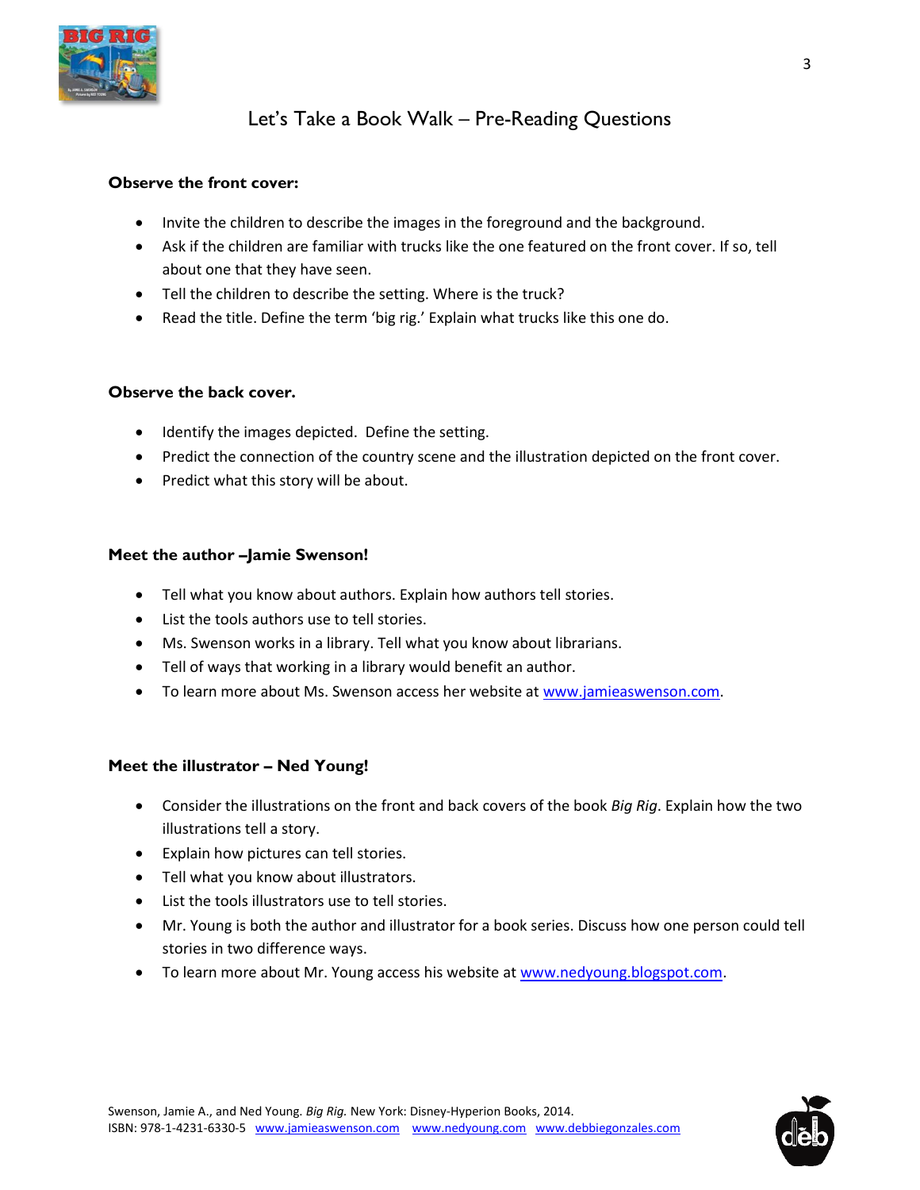# Let's Take a Book Walk – Pre-Reading Questions

**Observe the front cover:**

- Invite the children to describe the images in the foreground and the background.
- Ask if the children are familiar with trucks like the one featured on the front cover. If so, tell about one that they have seen.
- Tell the children to describe the setting. Where is the truck?
- Read the title. Define the term 'big rig.' Explain what trucks like this one do.

**Observe the back cover.**

- Identify the images depicted. Define the setting.
- Predict the connection of the country scene and the illustration depicted on the front cover.
- Predict what this story will be about.

**Meet the author –Jamie Swenson!**

- Tell what you know about authors. Explain how authors tell stories.
- List the tools authors use to tell stories.
- Ms. Swenson works in a library. Tell what you know about librarians.
- Tell of ways that working in a library would benefit an author.
- To learn more about Ms. Swenson access her website at www.jamieaswenson.com.

**Meet the illustrator – Ned Young!**

- Consider the illustrations on the front and back covers of the book *Big Rig*. Explain how the two illustrations tell a story.
- Explain how pictures can tell stories.
- Tell what you know about illustrators.
- List the tools illustrators use to tell stories.
- Mr. Young is both the author and illustrator for a book series. Discuss how one person could tell stories in two difference ways.
- To learn more about Mr. Young access his website at www.nedyoung.blogspot.com.

Swenson, Jamie A., and Ned Young. *Big Rig.* New York: Disney-Hyperion Books, 2014.
ISBN: 978-1-4231-6330-5 www.jamieaswenson.com www.nedyoung.com www.debbiegonzales.com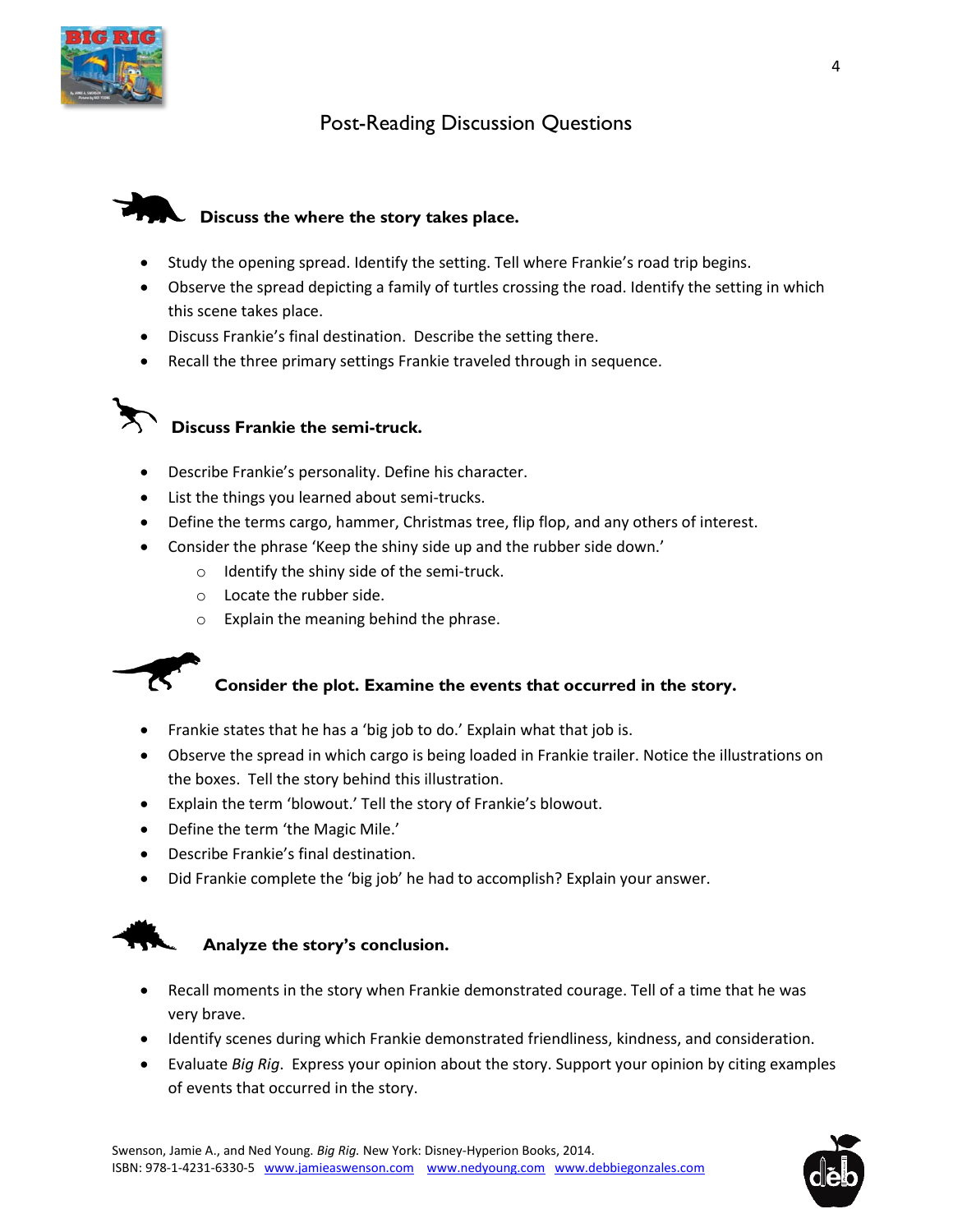# Post-Reading Discussion Questions

## Discuss the where the story takes place.

- Study the opening spread. Identify the setting. Tell where Frankie's road trip begins.
- Observe the spread depicting a family of turtles crossing the road. Identify the setting in which this scene takes place.
- Discuss Frankie's final destination. Describe the setting there.
- Recall the three primary settings Frankie traveled through in sequence.

## Discuss Frankie the semi-truck.

- Describe Frankie's personality. Define his character.
- List the things you learned about semi-trucks.
- Define the terms cargo, hammer, Christmas tree, flip flop, and any others of interest.
- Consider the phrase 'Keep the shiny side up and the rubber side down.'
  - Identify the shiny side of the semi-truck.
  - Locate the rubber side.
  - Explain the meaning behind the phrase.

## Consider the plot. Examine the events that occurred in the story.

- Frankie states that he has a 'big job to do.' Explain what that job is.
- Observe the spread in which cargo is being loaded in Frankie trailer. Notice the illustrations on the boxes. Tell the story behind this illustration.
- Explain the term 'blowout.' Tell the story of Frankie's blowout.
- Define the term 'the Magic Mile.'
- Describe Frankie's final destination.
- Did Frankie complete the 'big job' he had to accomplish? Explain your answer.

## Analyze the story's conclusion.

- Recall moments in the story when Frankie demonstrated courage. Tell of a time that he was very brave.
- Identify scenes during which Frankie demonstrated friendliness, kindness, and consideration.
- Evaluate *Big Rig*. Express your opinion about the story. Support your opinion by citing examples of events that occurred in the story.

Swenson, Jamie A., and Ned Young. *Big Rig.* New York: Disney-Hyperion Books, 2014.
ISBN: 978-1-4231-6330-5 www.jamieaswenson.com www.nedyoung.com www.debbiegonzales.com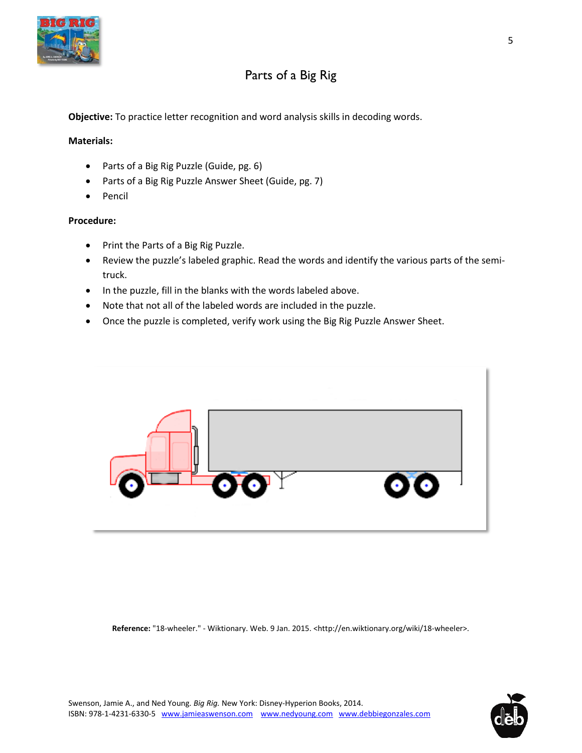# Parts of a Big Rig

**Objective:** To practice letter recognition and word analysis skills in decoding words.

**Materials:**

- Parts of a Big Rig Puzzle (Guide, pg. 6)
- Parts of a Big Rig Puzzle Answer Sheet (Guide, pg. 7)
- Pencil

**Procedure:**

- Print the Parts of a Big Rig Puzzle.
- Review the puzzle's labeled graphic. Read the words and identify the various parts of the semi-truck.
- In the puzzle, fill in the blanks with the words labeled above.
- Note that not all of the labeled words are included in the puzzle.
- Once the puzzle is completed, verify work using the Big Rig Puzzle Answer Sheet.

**Reference:** "18-wheeler." - Wiktionary. Web. 9 Jan. 2015. <http://en.wiktionary.org/wiki/18-wheeler>.

Swenson, Jamie A., and Ned Young. *Big Rig.* New York: Disney-Hyperion Books, 2014.
ISBN: 978-1-4231-6330-5 www.jamieaswenson.com www.nedyoung.com www.debbiegonzales.com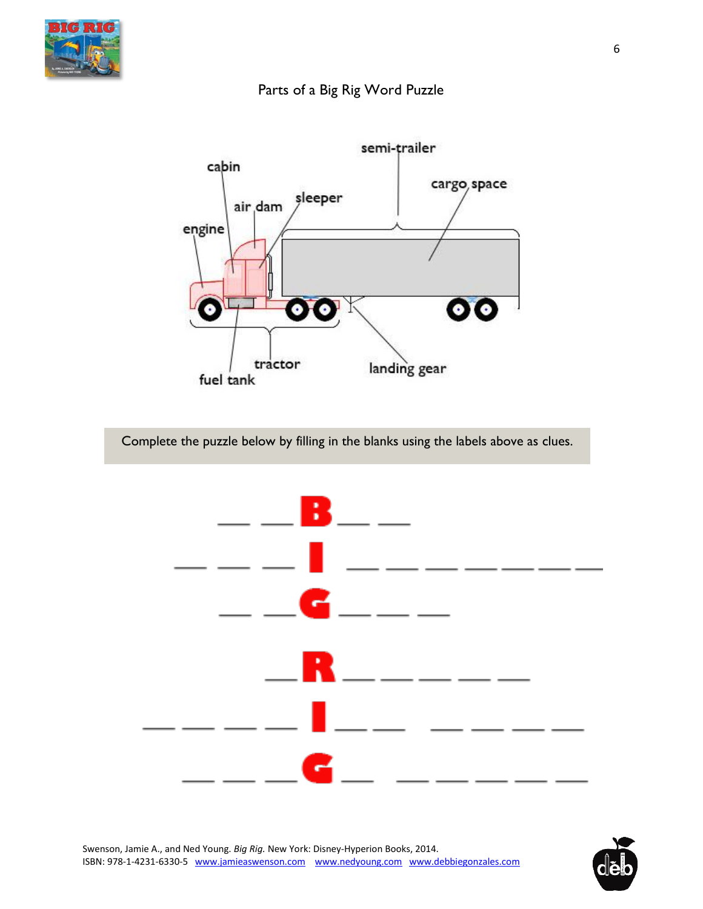## Parts of a Big Rig Word Puzzle

semi-trailer

cabin

cargo space

air dam

sleeper

engine

tractor

fuel tank

landing gear

Complete the puzzle below by filling in the blanks using the labels above as clues.

\_\_ \_\_ **B** \_\_ \_\_

\_\_ \_\_ \_\_ **I** \_\_ \_\_ \_\_ \_\_ \_\_ \_\_ \_\_

\_\_ \_\_ **G** \_\_ \_\_ \_\_

\_\_ **R** \_\_ \_\_ \_\_ \_\_ \_\_

\_\_ \_\_ \_\_ \_\_ **I** \_\_ \_\_ &nbsp; \_\_ \_\_ \_\_ \_\_

\_\_ \_\_ \_\_ **G** \_\_ &nbsp; \_\_ \_\_ \_\_ \_\_ \_\_

Swenson, Jamie A., and Ned Young. *Big Rig.* New York: Disney-Hyperion Books, 2014.
ISBN: 978-1-4231-6330-5 www.jamieaswenson.com www.nedyoung.com www.debbiegonzales.com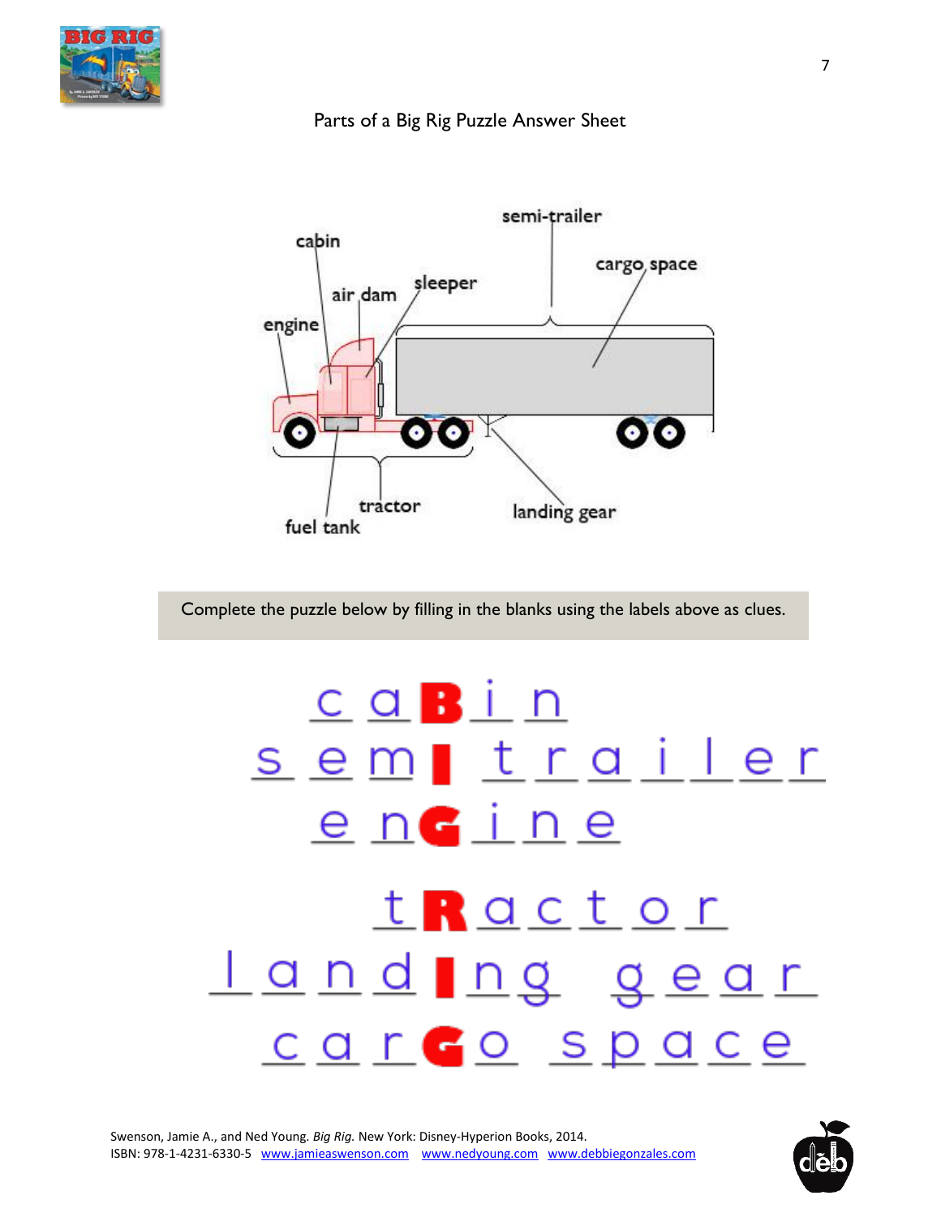Parts of a Big Rig Puzzle Answer Sheet

semi-trailer

cabin

cargo space

air dam

sleeper

engine

tractor

fuel tank

landing gear

Complete the puzzle below by filling in the blanks using the labels above as clues.

c a **B** i n

s e m **I** t r a i l e r

e n **G** i n e

t **R** a c t o r

l a n d **I** n g g e a r

c a r **G** o s p a c e

Swenson, Jamie A., and Ned Young. *Big Rig.* New York: Disney-Hyperion Books, 2014.
ISBN: 978-1-4231-6330-5 www.jamieaswenson.com www.nedyoung.com www.debbiegonzales.com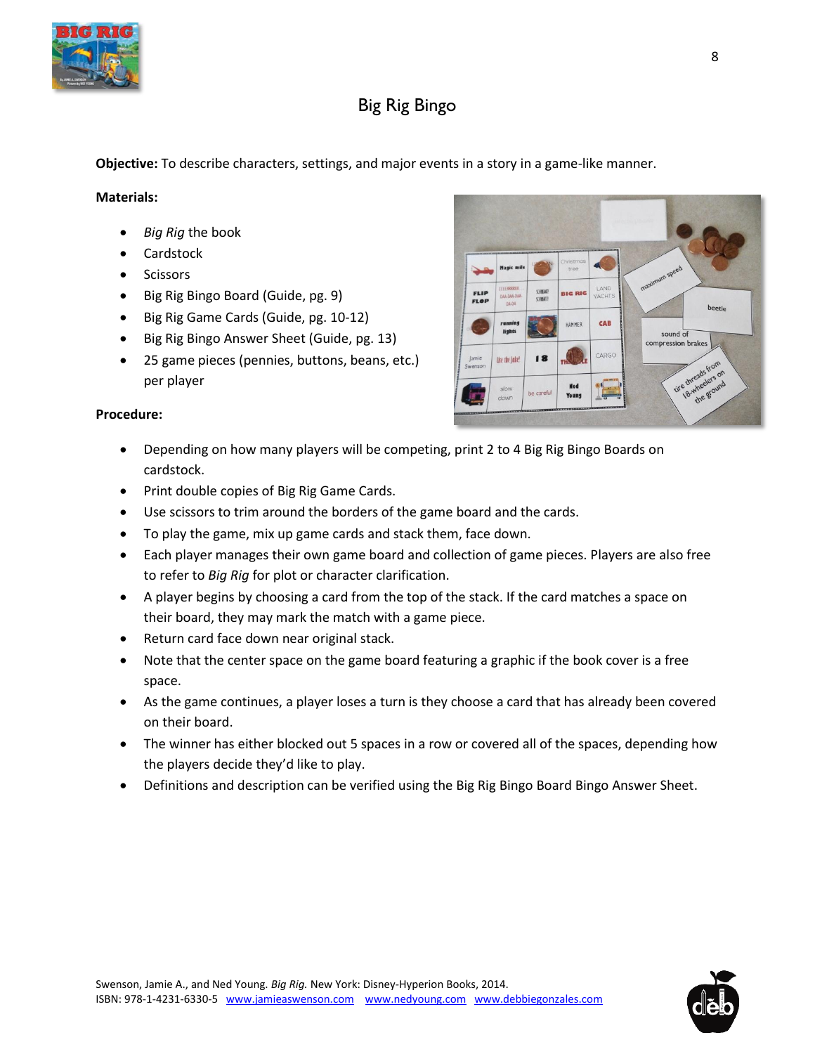# Big Rig Bingo

**Objective:** To describe characters, settings, and major events in a story in a game-like manner.

**Materials:**

- *Big Rig* the book
- Cardstock
- Scissors
- Big Rig Bingo Board (Guide, pg. 9)
- Big Rig Game Cards (Guide, pg. 10-12)
- Big Rig Bingo Answer Sheet (Guide, pg. 13)
- 25 game pieces (pennies, buttons, beans, etc.) per player

**Procedure:**

- Depending on how many players will be competing, print 2 to 4 Big Rig Bingo Boards on cardstock.
- Print double copies of Big Rig Game Cards.
- Use scissors to trim around the borders of the game board and the cards.
- To play the game, mix up game cards and stack them, face down.
- Each player manages their own game board and collection of game pieces. Players are also free to refer to *Big Rig* for plot or character clarification.
- A player begins by choosing a card from the top of the stack. If the card matches a space on their board, they may mark the match with a game piece.
- Return card face down near original stack.
- Note that the center space on the game board featuring a graphic if the book cover is a free space.
- As the game continues, a player loses a turn is they choose a card that has already been covered on their board.
- The winner has either blocked out 5 spaces in a row or covered all of the spaces, depending how the players decide they'd like to play.
- Definitions and description can be verified using the Big Rig Bingo Board Bingo Answer Sheet.

Swenson, Jamie A., and Ned Young. *Big Rig.* New York: Disney-Hyperion Books, 2014.
ISBN: 978-1-4231-6330-5 www.jamieaswenson.com www.nedyoung.com www.debbiegonzales.com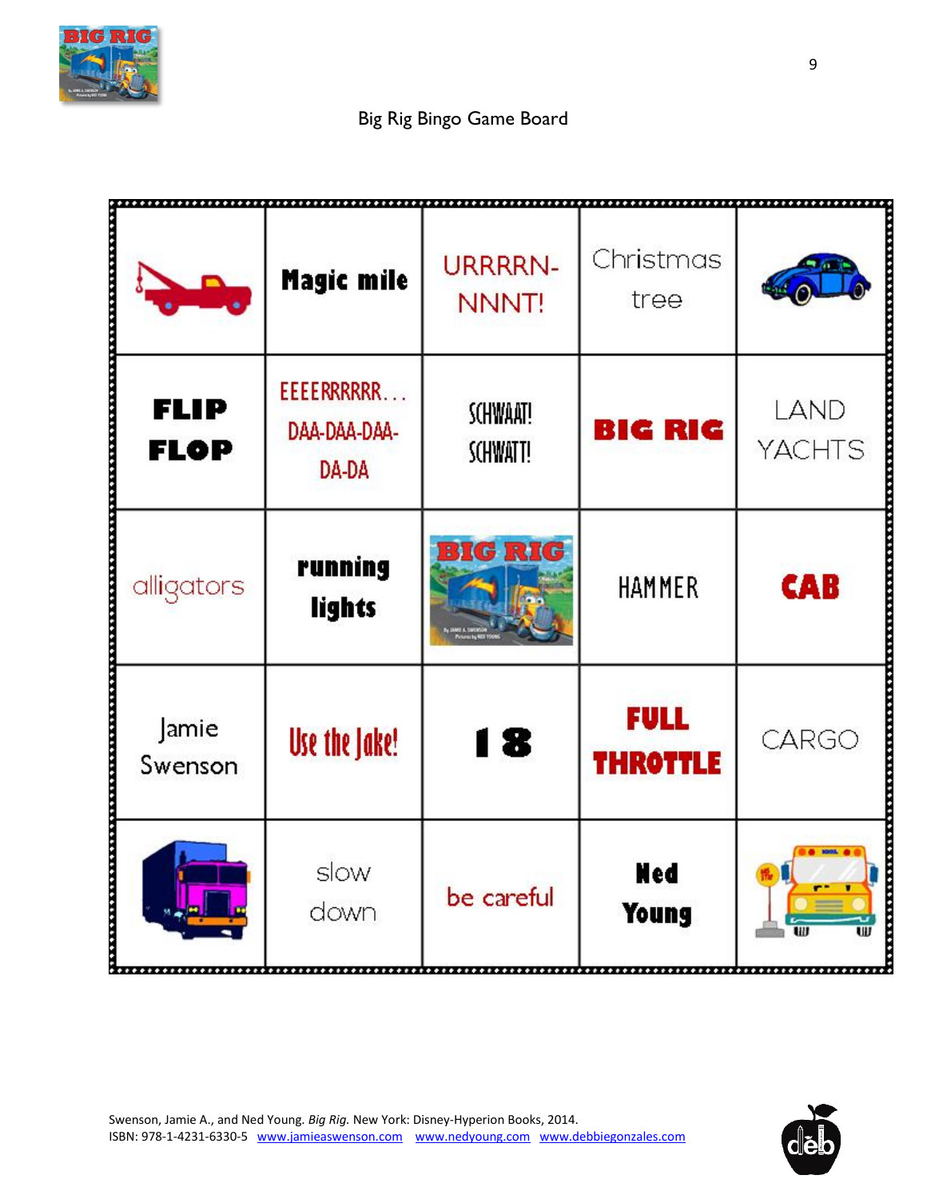## Big Rig Bingo Game Board

| | | | | |
|---|---|---|---|---|
| | Magic mile | URRRRN-NNNT! | Christmas tree | |
| FLIP FLOP | EEEERRRRRR… DAA-DAA-DAA-DA-DA | SCHWAAT! SCHWATT! | BIG RIG | LAND YACHTS |
| alligators | running lights | BIG RIG | HAMMER | CAB |
| Jamie Swenson | Use the Jake! | 18 | FULL THROTTLE | CARGO |
| | slow down | be careful | Ned Young | |

Swenson, Jamie A., and Ned Young. *Big Rig.* New York: Disney-Hyperion Books, 2014.
ISBN: 978-1-4231-6330-5 www.jamieaswenson.com www.nedyoung.com www.debbiegonzales.com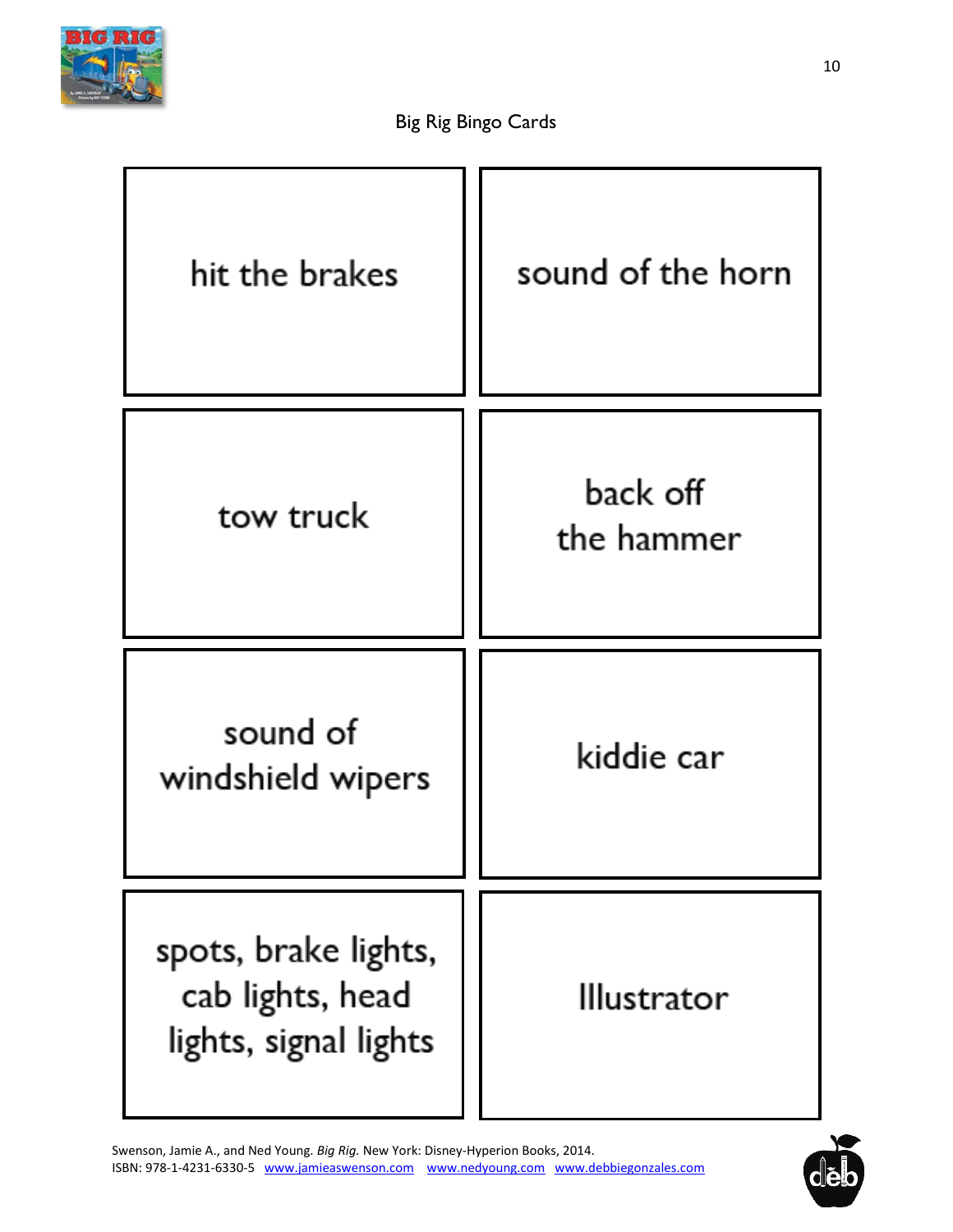Big Rig Bingo Cards

| | |
|---|---|
| hit the brakes | sound of the horn |
| tow truck | back off the hammer |
| sound of windshield wipers | kiddie car |
| spots, brake lights, cab lights, head lights, signal lights | Illustrator |

Swenson, Jamie A., and Ned Young. *Big Rig.* New York: Disney-Hyperion Books, 2014.
ISBN: 978-1-4231-6330-5 www.jamieaswenson.com www.nedyoung.com www.debbiegonzales.com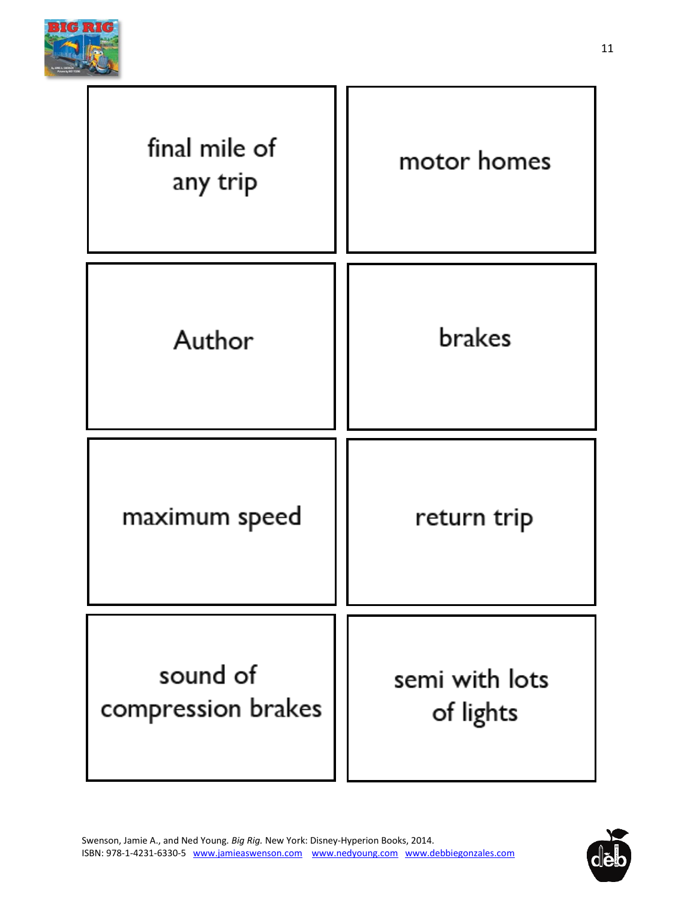| | |
|---|---|
| final mile of any trip | motor homes |
| Author | brakes |
| maximum speed | return trip |
| sound of compression brakes | semi with lots of lights |

Swenson, Jamie A., and Ned Young. *Big Rig.* New York: Disney-Hyperion Books, 2014.
ISBN: 978-1-4231-6330-5 www.jamieaswenson.com www.nedyoung.com www.debbiegonzales.com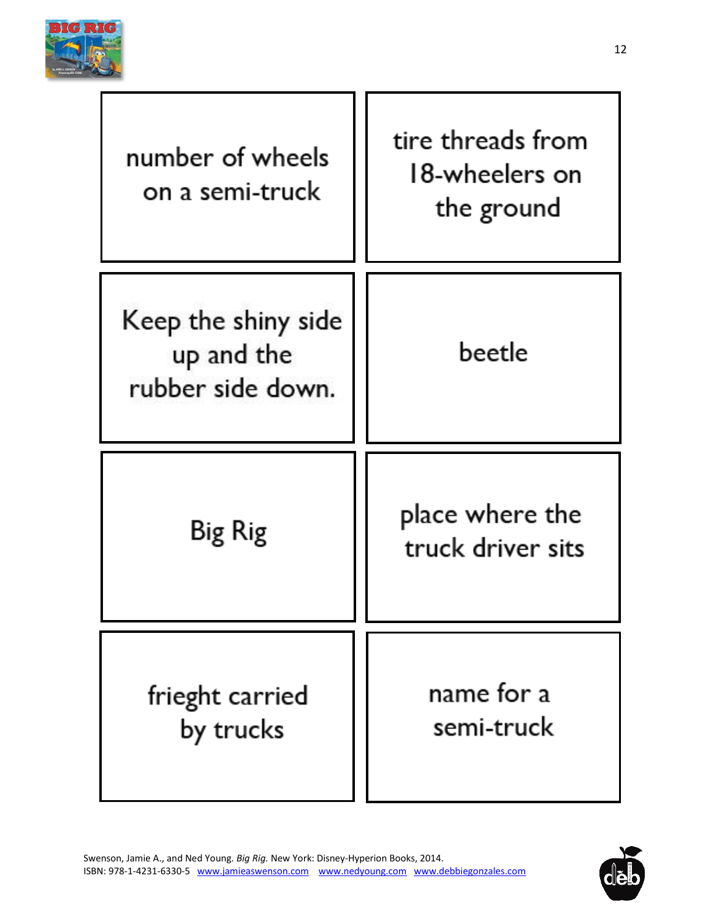| | |
|---|---|
| number of wheels on a semi-truck | tire threads from 18-wheelers on the ground |
| Keep the shiny side up and the rubber side down. | beetle |
| Big Rig | place where the truck driver sits |
| frieght carried by trucks | name for a semi-truck |

Swenson, Jamie A., and Ned Young. *Big Rig.* New York: Disney-Hyperion Books, 2014.
ISBN: 978-1-4231-6330-5 www.jamieaswenson.com www.nedyoung.com www.debbiegonzales.com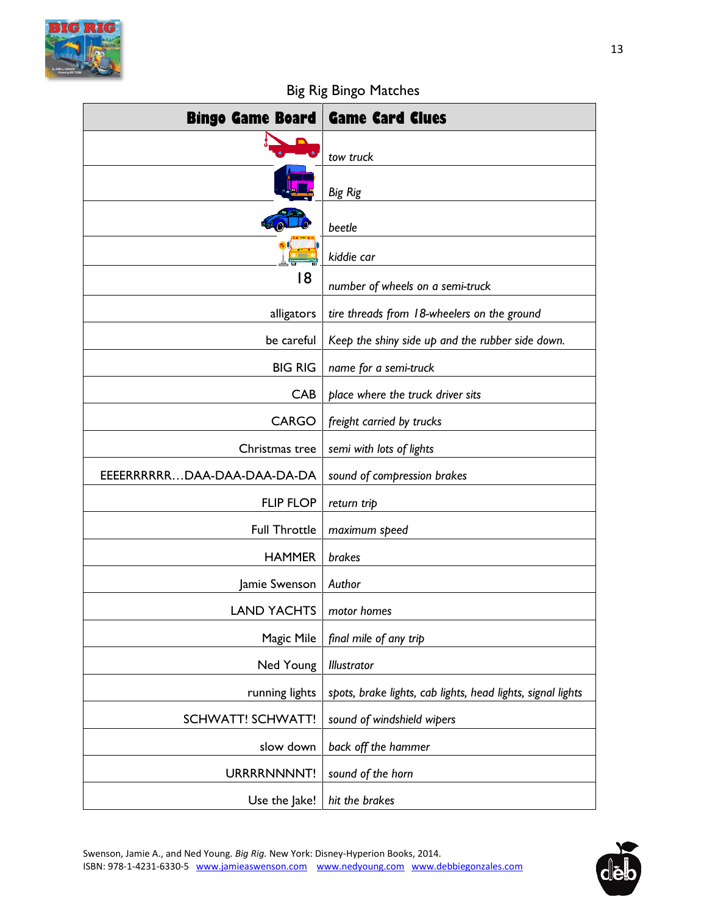## Big Rig Bingo Matches

| **Bingo Game Board** | **Game Card Clues** |
|---|---|
| | *tow truck* |
| | *Big Rig* |
| | *beetle* |
| | *kiddie car* |
| 18 | *number of wheels on a semi-truck* |
| alligators | *tire threads from 18-wheelers on the ground* |
| be careful | *Keep the shiny side up and the rubber side down.* |
| BIG RIG | *name for a semi-truck* |
| CAB | *place where the truck driver sits* |
| CARGO | *freight carried by trucks* |
| Christmas tree | *semi with lots of lights* |
| EEEERRRRRR…DAA-DAA-DAA-DA-DA | *sound of compression brakes* |
| FLIP FLOP | *return trip* |
| Full Throttle | *maximum speed* |
| HAMMER | *brakes* |
| Jamie Swenson | *Author* |
| LAND YACHTS | *motor homes* |
| Magic Mile | *final mile of any trip* |
| Ned Young | *Illustrator* |
| running lights | *spots, brake lights, cab lights, head lights, signal lights* |
| SCHWATT! SCHWATT! | *sound of windshield wipers* |
| slow down | *back off the hammer* |
| URRRRNNNNT! | *sound of the horn* |
| Use the Jake! | *hit the brakes* |

Swenson, Jamie A., and Ned Young. *Big Rig.* New York: Disney-Hyperion Books, 2014.
ISBN: 978-1-4231-6330-5 www.jamieaswenson.com www.nedyoung.com www.debbiegonzales.com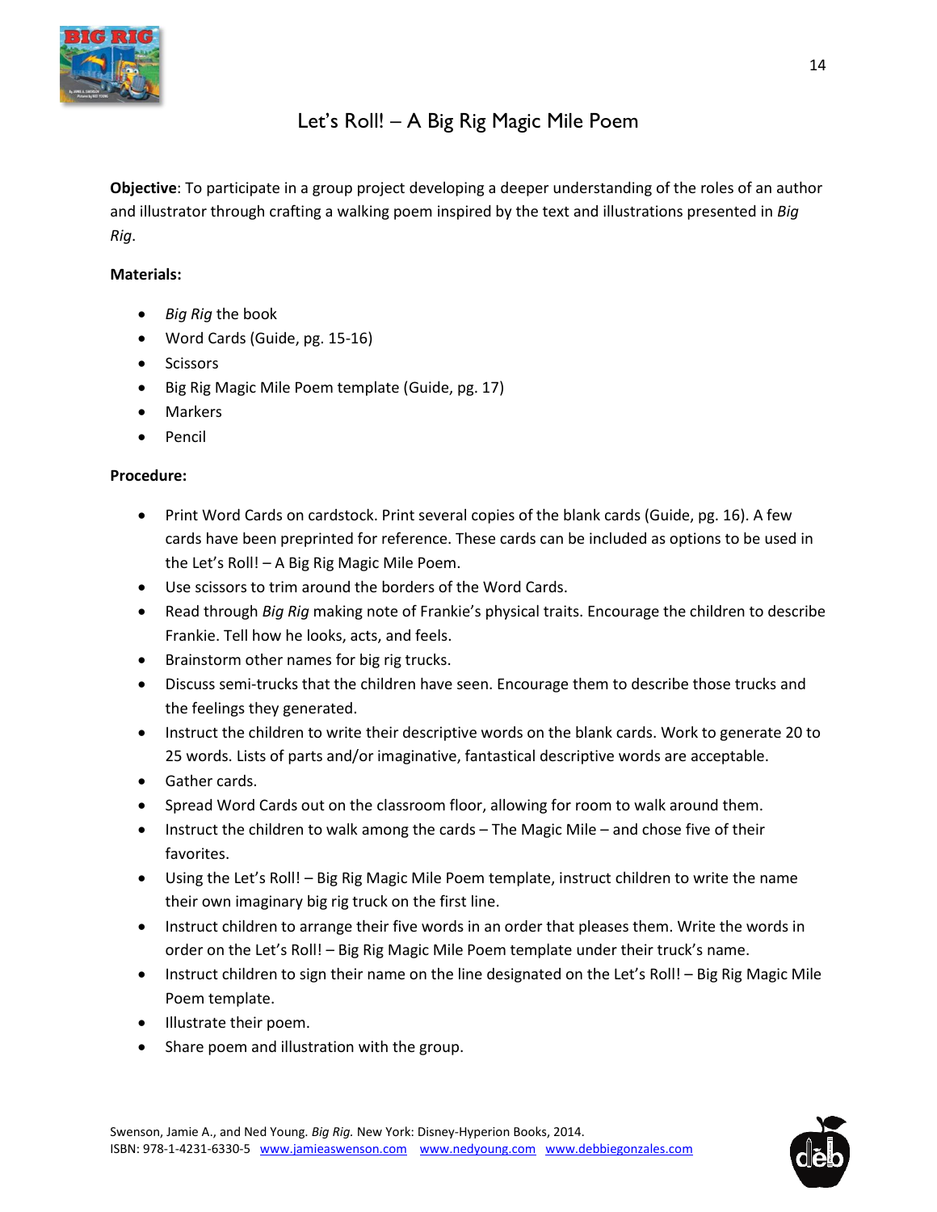# Let's Roll! – A Big Rig Magic Mile Poem

**Objective**: To participate in a group project developing a deeper understanding of the roles of an author and illustrator through crafting a walking poem inspired by the text and illustrations presented in *Big Rig*.

**Materials:**

- *Big Rig* the book
- Word Cards (Guide, pg. 15-16)
- Scissors
- Big Rig Magic Mile Poem template (Guide, pg. 17)
- Markers
- Pencil

**Procedure:**

- Print Word Cards on cardstock. Print several copies of the blank cards (Guide, pg. 16). A few cards have been preprinted for reference. These cards can be included as options to be used in the Let's Roll! – A Big Rig Magic Mile Poem.
- Use scissors to trim around the borders of the Word Cards.
- Read through *Big Rig* making note of Frankie's physical traits. Encourage the children to describe Frankie. Tell how he looks, acts, and feels.
- Brainstorm other names for big rig trucks.
- Discuss semi-trucks that the children have seen. Encourage them to describe those trucks and the feelings they generated.
- Instruct the children to write their descriptive words on the blank cards. Work to generate 20 to 25 words. Lists of parts and/or imaginative, fantastical descriptive words are acceptable.
- Gather cards.
- Spread Word Cards out on the classroom floor, allowing for room to walk around them.
- Instruct the children to walk among the cards – The Magic Mile – and chose five of their favorites.
- Using the Let's Roll! – Big Rig Magic Mile Poem template, instruct children to write the name their own imaginary big rig truck on the first line.
- Instruct children to arrange their five words in an order that pleases them. Write the words in order on the Let's Roll! – Big Rig Magic Mile Poem template under their truck's name.
- Instruct children to sign their name on the line designated on the Let's Roll! – Big Rig Magic Mile Poem template.
- Illustrate their poem.
- Share poem and illustration with the group.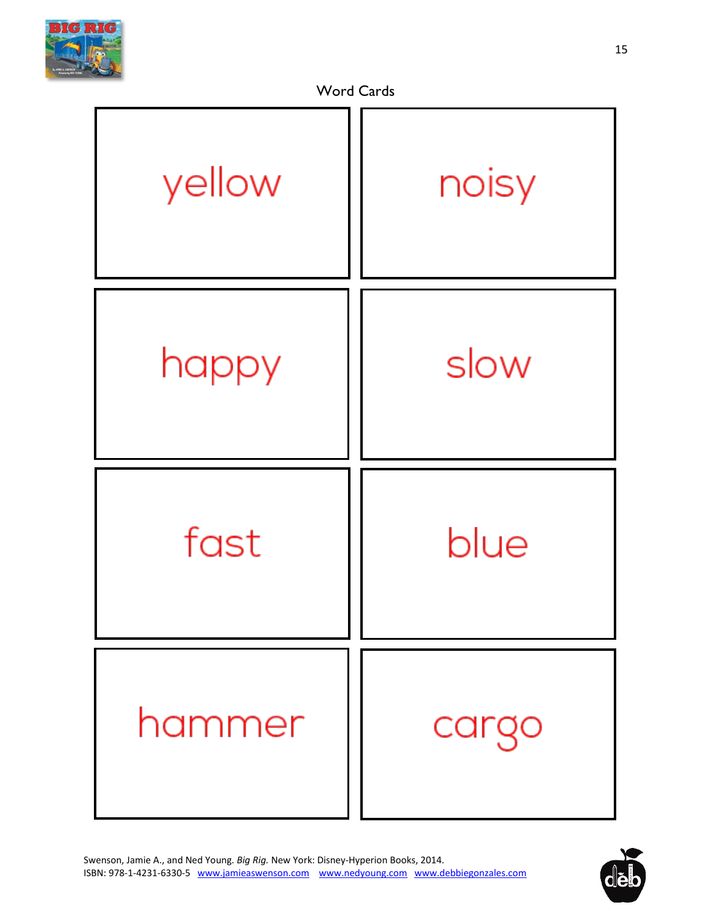## Word Cards

| | |
|---|---|
| yellow | noisy |
| happy | slow |
| fast | blue |
| hammer | cargo |

Swenson, Jamie A., and Ned Young. *Big Rig.* New York: Disney-Hyperion Books, 2014.
ISBN: 978-1-4231-6330-5 www.jamieaswenson.com www.nedyoung.com www.debbiegonzales.com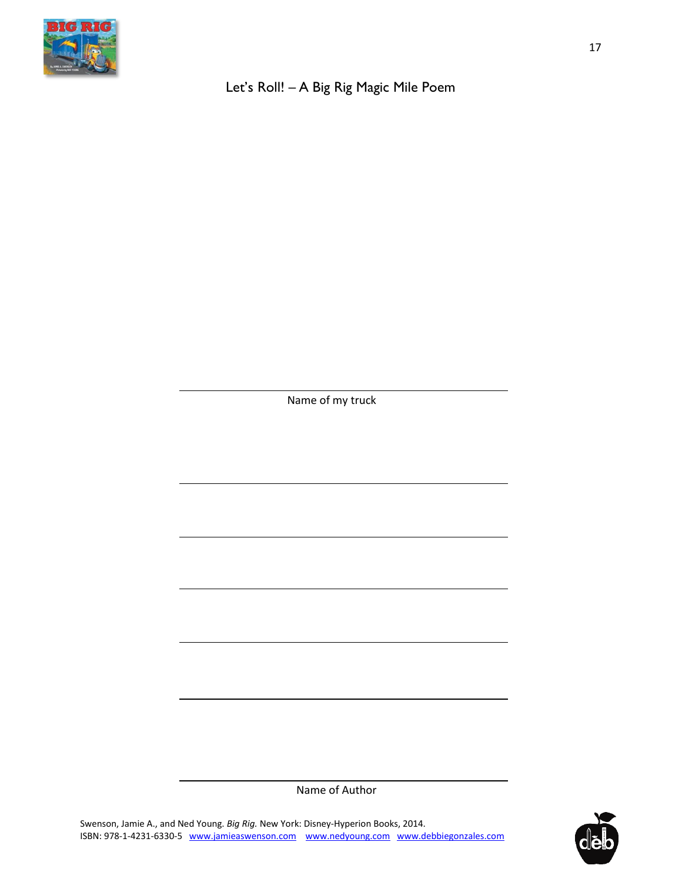# Let's Roll! – A Big Rig Magic Mile Poem

\_\_\_\_\_\_\_\_\_\_\_\_\_\_\_\_\_\_\_\_\_\_\_\_\_\_\_\_\_\_\_\_\_\_\_\_\_\_\_\_

Name of my truck

\_\_\_\_\_\_\_\_\_\_\_\_\_\_\_\_\_\_\_\_\_\_\_\_\_\_\_\_\_\_\_\_\_\_\_\_\_\_\_\_

\_\_\_\_\_\_\_\_\_\_\_\_\_\_\_\_\_\_\_\_\_\_\_\_\_\_\_\_\_\_\_\_\_\_\_\_\_\_\_\_

\_\_\_\_\_\_\_\_\_\_\_\_\_\_\_\_\_\_\_\_\_\_\_\_\_\_\_\_\_\_\_\_\_\_\_\_\_\_\_\_

\_\_\_\_\_\_\_\_\_\_\_\_\_\_\_\_\_\_\_\_\_\_\_\_\_\_\_\_\_\_\_\_\_\_\_\_\_\_\_\_

\_\_\_\_\_\_\_\_\_\_\_\_\_\_\_\_\_\_\_\_\_\_\_\_\_\_\_\_\_\_\_\_\_\_\_\_\_\_\_\_

\_\_\_\_\_\_\_\_\_\_\_\_\_\_\_\_\_\_\_\_\_\_\_\_\_\_\_\_\_\_\_\_\_\_\_\_\_\_\_\_

Name of Author

Swenson, Jamie A., and Ned Young. *Big Rig.* New York: Disney-Hyperion Books, 2014.
ISBN: 978-1-4231-6330-5 www.jamieaswenson.com www.nedyoung.com www.debbiegonzales.com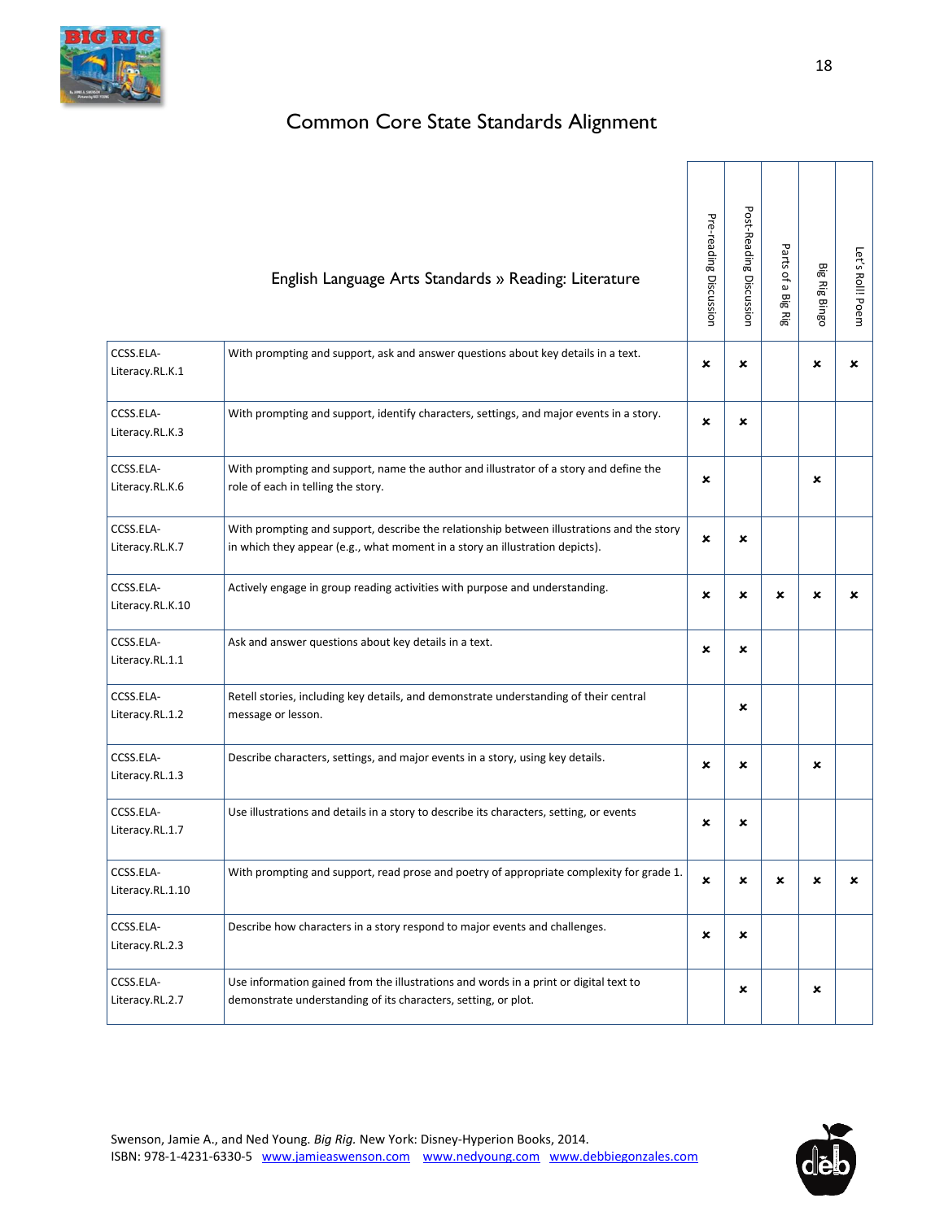# Common Core State Standards Alignment

| English Language Arts Standards » Reading: Literature | | Pre-reading Discussion | Post-Reading Discussion | Parts of a Big Rig | Big Rig Bingo | Let's Roll! Poem |
|---|---|---|---|---|---|---|
| CCSS.ELA-Literacy.RL.K.1 | With prompting and support, ask and answer questions about key details in a text. | × | × | | × | × |
| CCSS.ELA-Literacy.RL.K.3 | With prompting and support, identify characters, settings, and major events in a story. | × | × | | | |
| CCSS.ELA-Literacy.RL.K.6 | With prompting and support, name the author and illustrator of a story and define the role of each in telling the story. | × | | | × | |
| CCSS.ELA-Literacy.RL.K.7 | With prompting and support, describe the relationship between illustrations and the story in which they appear (e.g., what moment in a story an illustration depicts). | × | × | | | |
| CCSS.ELA-Literacy.RL.K.10 | Actively engage in group reading activities with purpose and understanding. | × | × | × | × | × |
| CCSS.ELA-Literacy.RL.1.1 | Ask and answer questions about key details in a text. | × | × | | | |
| CCSS.ELA-Literacy.RL.1.2 | Retell stories, including key details, and demonstrate understanding of their central message or lesson. | | × | | | |
| CCSS.ELA-Literacy.RL.1.3 | Describe characters, settings, and major events in a story, using key details. | × | × | | × | |
| CCSS.ELA-Literacy.RL.1.7 | Use illustrations and details in a story to describe its characters, setting, or events | × | × | | | |
| CCSS.ELA-Literacy.RL.1.10 | With prompting and support, read prose and poetry of appropriate complexity for grade 1. | × | × | × | × | × |
| CCSS.ELA-Literacy.RL.2.3 | Describe how characters in a story respond to major events and challenges. | × | × | | | |
| CCSS.ELA-Literacy.RL.2.7 | Use information gained from the illustrations and words in a print or digital text to demonstrate understanding of its characters, setting, or plot. | | × | | × | |

Swenson, Jamie A., and Ned Young. *Big Rig.* New York: Disney-Hyperion Books, 2014.
ISBN: 978-1-4231-6330-5 www.jamieaswenson.com www.nedyoung.com www.debbiegonzales.com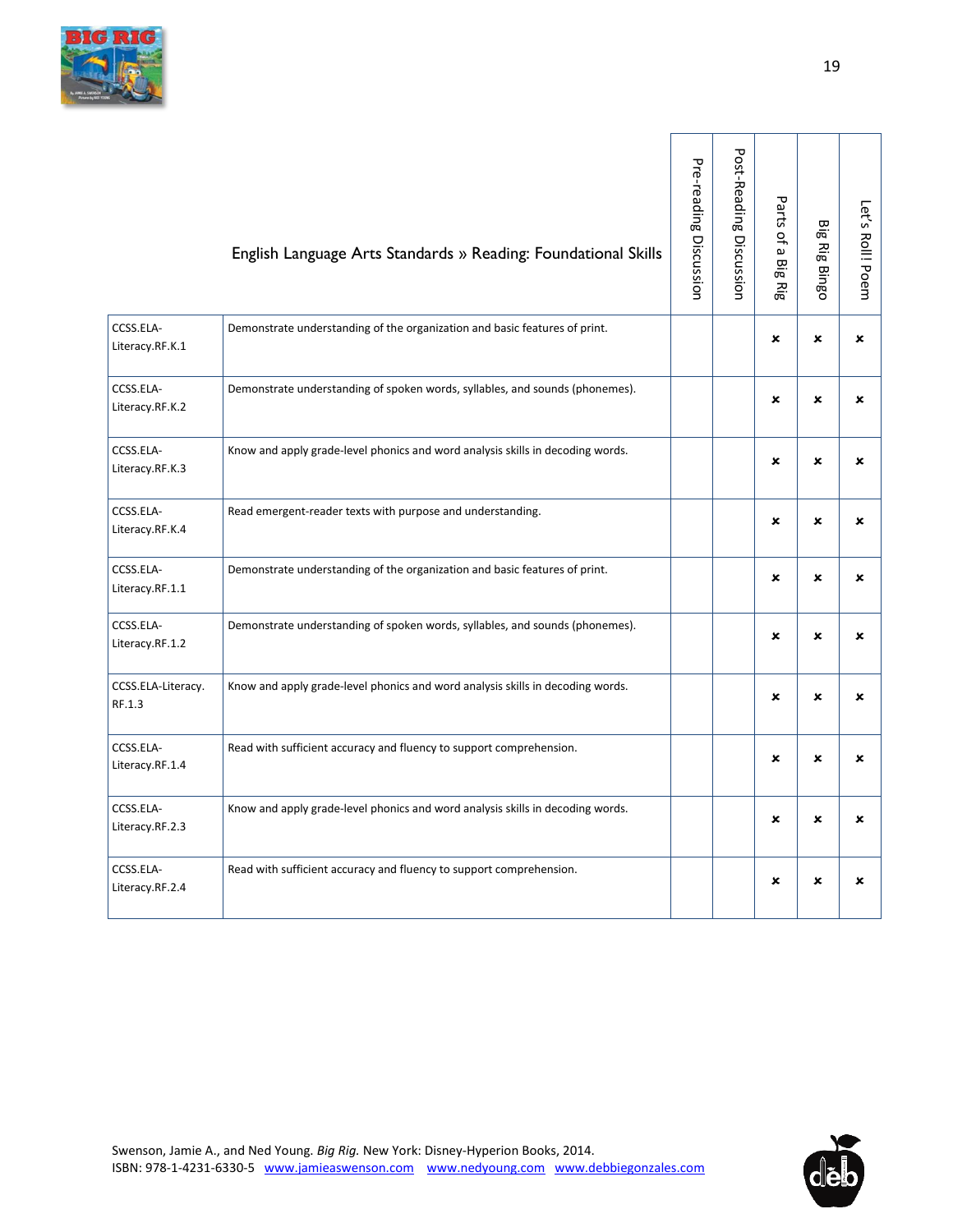| | English Language Arts Standards » Reading: Foundational Skills | Pre-reading Discussion | Post-Reading Discussion | Parts of a Big Rig | Big Rig Bingo | Let's Roll! Poem |
|---|---|---|---|---|---|---|
| CCSS.ELA-Literacy.RF.K.1 | Demonstrate understanding of the organization and basic features of print. | | | × | × | × |
| CCSS.ELA-Literacy.RF.K.2 | Demonstrate understanding of spoken words, syllables, and sounds (phonemes). | | | × | × | × |
| CCSS.ELA-Literacy.RF.K.3 | Know and apply grade-level phonics and word analysis skills in decoding words. | | | × | × | × |
| CCSS.ELA-Literacy.RF.K.4 | Read emergent-reader texts with purpose and understanding. | | | × | × | × |
| CCSS.ELA-Literacy.RF.1.1 | Demonstrate understanding of the organization and basic features of print. | | | × | × | × |
| CCSS.ELA-Literacy.RF.1.2 | Demonstrate understanding of spoken words, syllables, and sounds (phonemes). | | | × | × | × |
| CCSS.ELA-Literacy.RF.1.3 | Know and apply grade-level phonics and word analysis skills in decoding words. | | | × | × | × |
| CCSS.ELA-Literacy.RF.1.4 | Read with sufficient accuracy and fluency to support comprehension. | | | × | × | × |
| CCSS.ELA-Literacy.RF.2.3 | Know and apply grade-level phonics and word analysis skills in decoding words. | | | × | × | × |
| CCSS.ELA-Literacy.RF.2.4 | Read with sufficient accuracy and fluency to support comprehension. | | | × | × | × |

Swenson, Jamie A., and Ned Young. *Big Rig.* New York: Disney-Hyperion Books, 2014.
ISBN: 978-1-4231-6330-5 www.jamieaswenson.com www.nedyoung.com www.debbiegonzales.com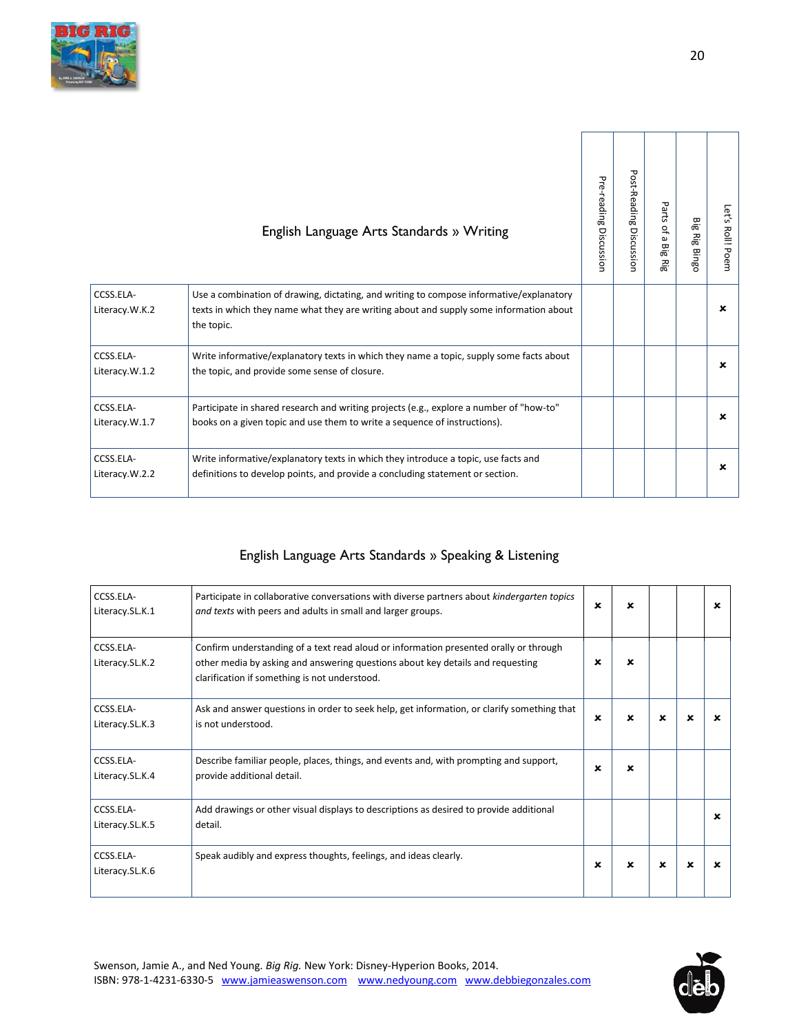## English Language Arts Standards » Writing

| Standard | Description | Pre-reading Discussion | Post-Reading Discussion | Parts of a Big Rig | Big Rig Bingo | Let's Roll! Poem |
|---|---|---|---|---|---|---|
| CCSS.ELA-Literacy.W.K.2 | Use a combination of drawing, dictating, and writing to compose informative/explanatory texts in which they name what they are writing about and supply some information about the topic. | | | | | × |
| CCSS.ELA-Literacy.W.1.2 | Write informative/explanatory texts in which they name a topic, supply some facts about the topic, and provide some sense of closure. | | | | | × |
| CCSS.ELA-Literacy.W.1.7 | Participate in shared research and writing projects (e.g., explore a number of "how-to" books on a given topic and use them to write a sequence of instructions). | | | | | × |
| CCSS.ELA-Literacy.W.2.2 | Write informative/explanatory texts in which they introduce a topic, use facts and definitions to develop points, and provide a concluding statement or section. | | | | | × |

## English Language Arts Standards » Speaking & Listening

| Standard | Description | Pre-reading Discussion | Post-Reading Discussion | Parts of a Big Rig | Big Rig Bingo | Let's Roll! Poem |
|---|---|---|---|---|---|---|
| CCSS.ELA-Literacy.SL.K.1 | Participate in collaborative conversations with diverse partners about *kindergarten topics and texts* with peers and adults in small and larger groups. | × | × | | | × |
| CCSS.ELA-Literacy.SL.K.2 | Confirm understanding of a text read aloud or information presented orally or through other media by asking and answering questions about key details and requesting clarification if something is not understood. | × | × | | | |
| CCSS.ELA-Literacy.SL.K.3 | Ask and answer questions in order to seek help, get information, or clarify something that is not understood. | × | × | × | × | × |
| CCSS.ELA-Literacy.SL.K.4 | Describe familiar people, places, things, and events and, with prompting and support, provide additional detail. | × | × | | | |
| CCSS.ELA-Literacy.SL.K.5 | Add drawings or other visual displays to descriptions as desired to provide additional detail. | | | | | × |
| CCSS.ELA-Literacy.SL.K.6 | Speak audibly and express thoughts, feelings, and ideas clearly. | × | × | × | × | × |

Swenson, Jamie A., and Ned Young. *Big Rig.* New York: Disney-Hyperion Books, 2014.
ISBN: 978-1-4231-6330-5 www.jamieaswenson.com www.nedyoung.com www.debbiegonzales.com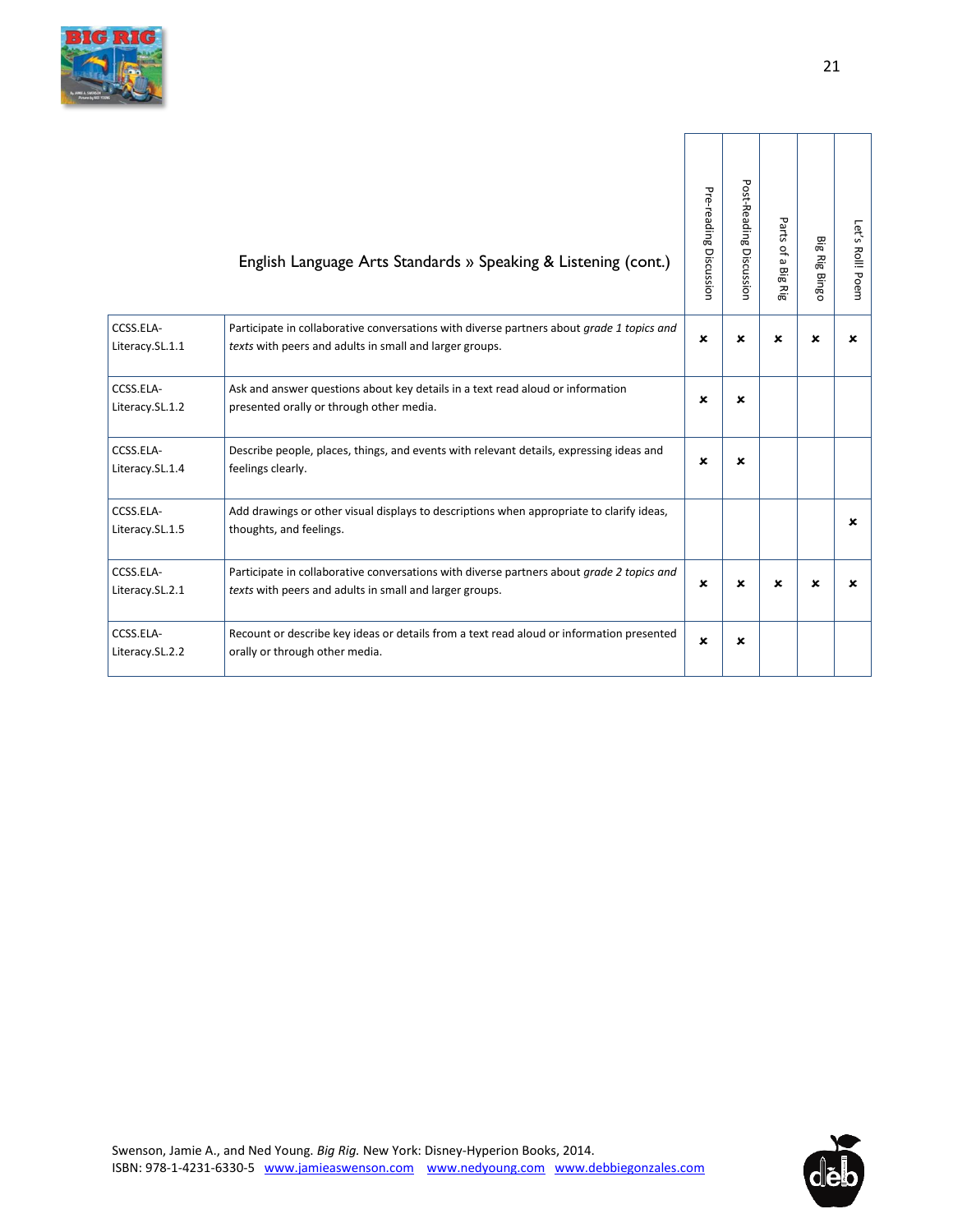| | English Language Arts Standards » Speaking & Listening (cont.) | Pre-reading Discussion | Post-Reading Discussion | Parts of a Big Rig | Big Rig Bingo | Let's Roll! Poem |
|---|---|---|---|---|---|---|
| CCSS.ELA-Literacy.SL.1.1 | Participate in collaborative conversations with diverse partners about *grade 1 topics and texts* with peers and adults in small and larger groups. | × | × | × | × | × |
| CCSS.ELA-Literacy.SL.1.2 | Ask and answer questions about key details in a text read aloud or information presented orally or through other media. | × | × | | | |
| CCSS.ELA-Literacy.SL.1.4 | Describe people, places, things, and events with relevant details, expressing ideas and feelings clearly. | × | × | | | |
| CCSS.ELA-Literacy.SL.1.5 | Add drawings or other visual displays to descriptions when appropriate to clarify ideas, thoughts, and feelings. | | | | | × |
| CCSS.ELA-Literacy.SL.2.1 | Participate in collaborative conversations with diverse partners about *grade 2 topics and texts* with peers and adults in small and larger groups. | × | × | × | × | × |
| CCSS.ELA-Literacy.SL.2.2 | Recount or describe key ideas or details from a text read aloud or information presented orally or through other media. | × | × | | | |

Swenson, Jamie A., and Ned Young. *Big Rig.* New York: Disney-Hyperion Books, 2014.
ISBN: 978-1-4231-6330-5 www.jamieaswenson.com www.nedyoung.com www.debbiegonzales.com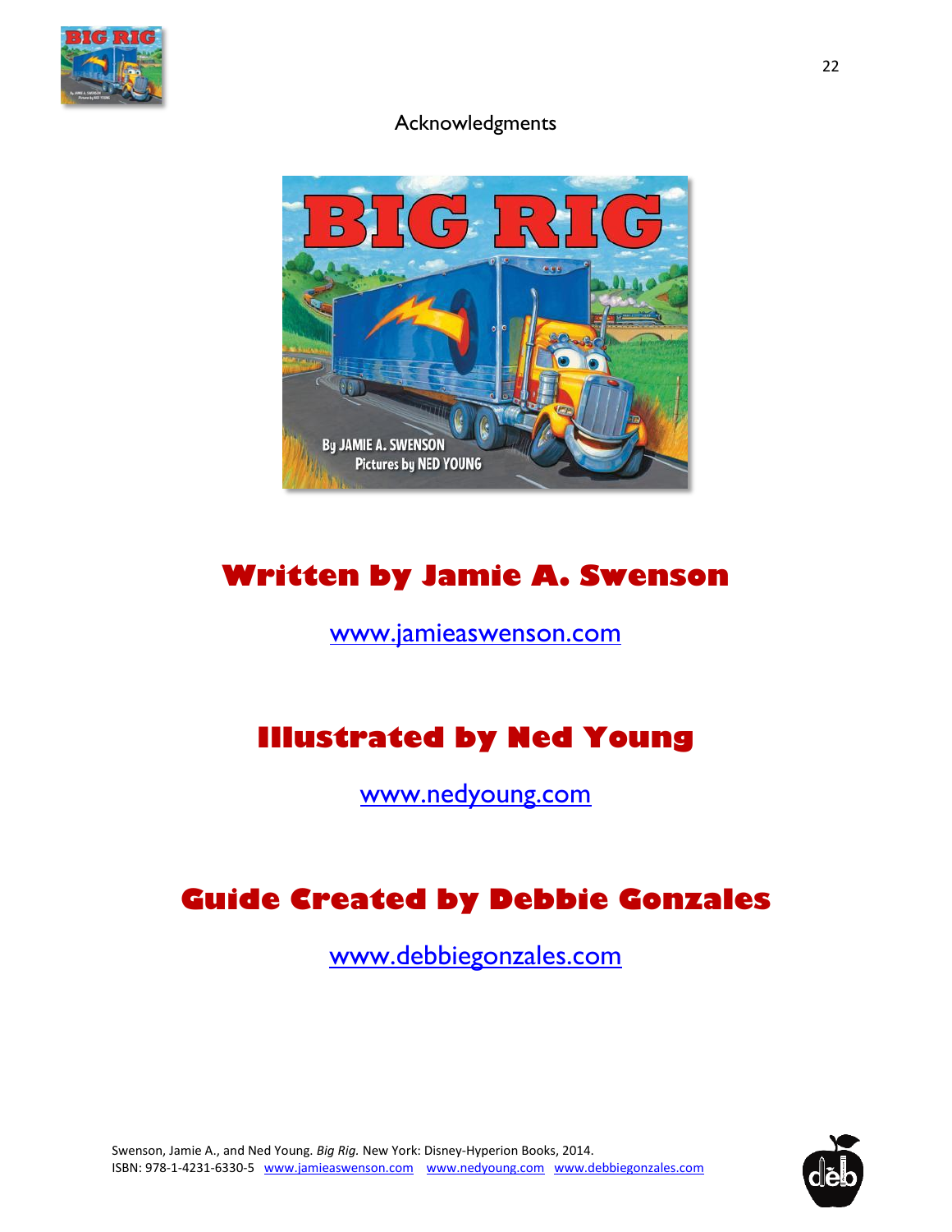# Acknowledgments

## Written by Jamie A. Swenson

www.jamieaswenson.com

## Illustrated by Ned Young

www.nedyoung.com

## Guide Created by Debbie Gonzales

www.debbiegonzales.com

Swenson, Jamie A., and Ned Young. *Big Rig.* New York: Disney-Hyperion Books, 2014.
ISBN: 978-1-4231-6330-5 www.jamieaswenson.com www.nedyoung.com www.debbiegonzales.com